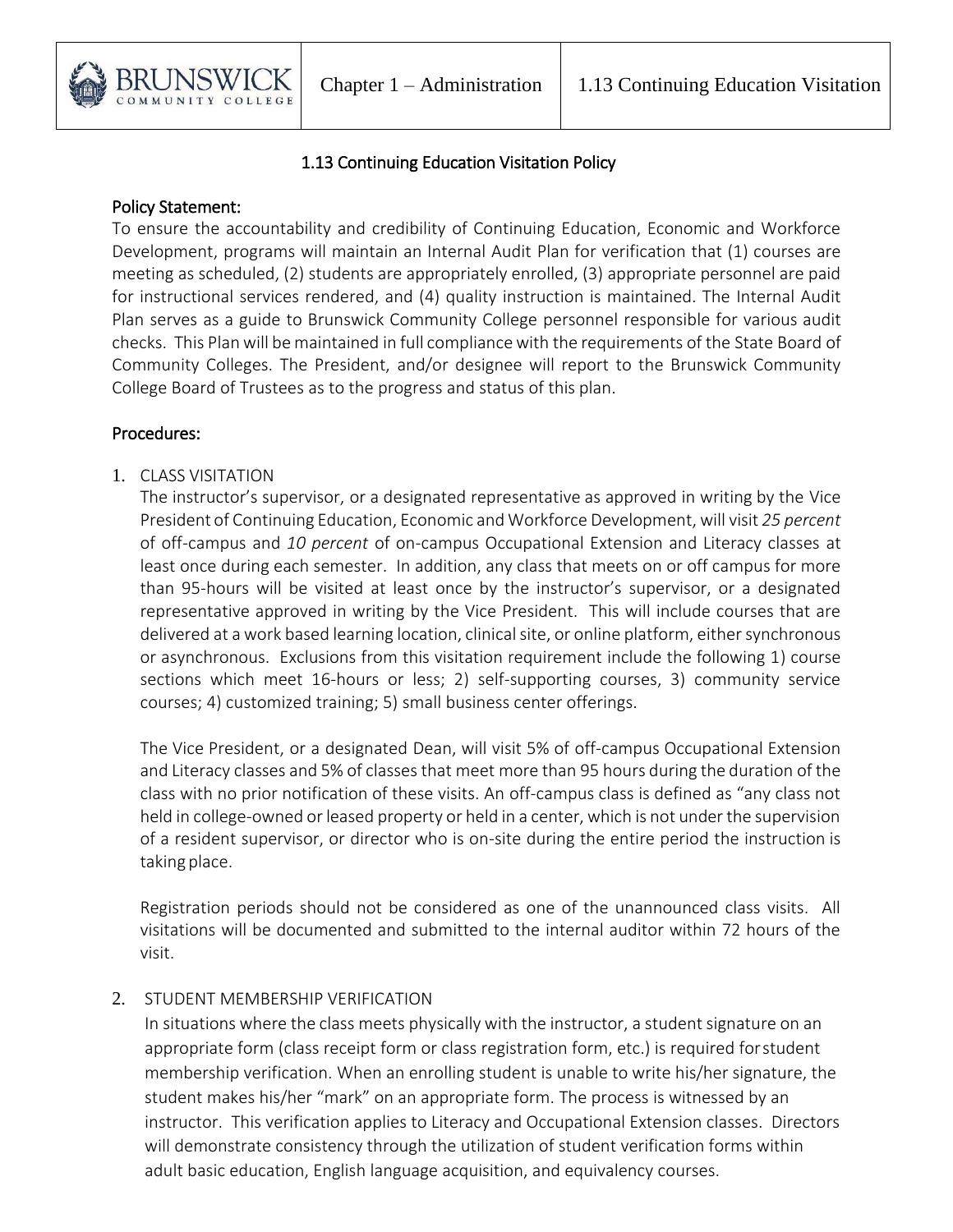# 1.13 Continuing Education Visitation Policy

## Policy Statement:

To ensure the accountability and credibility of Continuing Education, Economic and Workforce Development, programs will maintain an Internal Audit Plan for verification that (1) courses are meeting as scheduled, (2) students are appropriately enrolled, (3) appropriate personnel are paid for instructional services rendered, and (4) quality instruction is maintained. The Internal Audit Plan serves as a guide to Brunswick Community College personnel responsible for various audit checks. This Plan will be maintained in full compliance with the requirements of the State Board of Community Colleges. The President, and/or designee will report to the Brunswick Community College Board of Trustees as to the progress and status of this plan.

## Procedures:

1. CLASS VISITATION

   The instructor's supervisor, or a designated representative as approved in writing by the Vice President of Continuing Education, Economic and Workforce Development, will visit *25 percent* of off-campus and *10 percent* of on-campus Occupational Extension and Literacy classes at least once during each semester. In addition, any class that meets on or off campus for more than 95-hours will be visited at least once by the instructor's supervisor, or a designated representative approved in writing by the Vice President. This will include courses that are delivered at a work based learning location, clinical site, or online platform, either synchronous or asynchronous. Exclusions from this visitation requirement include the following 1) course sections which meet 16-hours or less; 2) self-supporting courses, 3) community service courses; 4) customized training; 5) small business center offerings.

   The Vice President, or a designated Dean, will visit 5% of off-campus Occupational Extension and Literacy classes and 5% of classes that meet more than 95 hours during the duration of the class with no prior notification of these visits. An off-campus class is defined as "any class not held in college-owned or leased property or held in a center, which is not under the supervision of a resident supervisor, or director who is on-site during the entire period the instruction is taking place.

   Registration periods should not be considered as one of the unannounced class visits. All visitations will be documented and submitted to the internal auditor within 72 hours of the visit.

2. STUDENT MEMBERSHIP VERIFICATION

   In situations where the class meets physically with the instructor, a student signature on an appropriate form (class receipt form or class registration form, etc.) is required for student membership verification. When an enrolling student is unable to write his/her signature, the student makes his/her "mark" on an appropriate form. The process is witnessed by an instructor. This verification applies to Literacy and Occupational Extension classes. Directors will demonstrate consistency through the utilization of student verification forms within adult basic education, English language acquisition, and equivalency courses.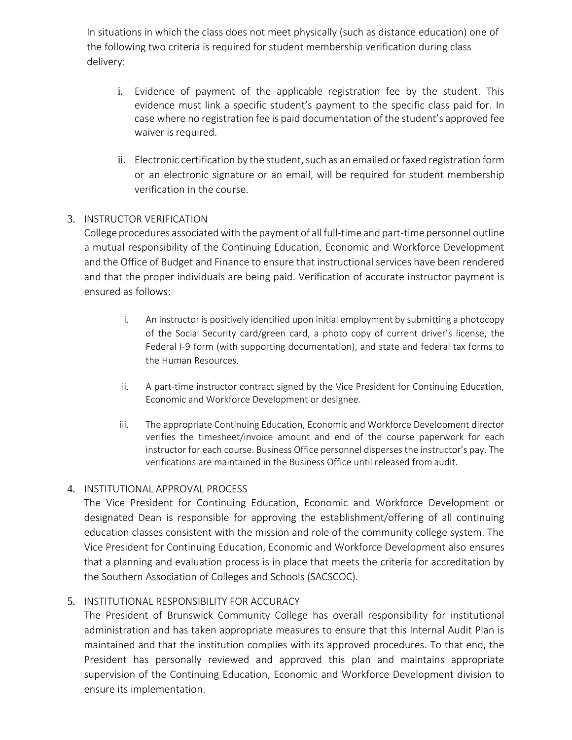In situations in which the class does not meet physically (such as distance education) one of the following two criteria is required for student membership verification during class delivery:

i. Evidence of payment of the applicable registration fee by the student. This evidence must link a specific student's payment to the specific class paid for. In case where no registration fee is paid documentation of the student's approved fee waiver is required.

ii. Electronic certification by the student, such as an emailed or faxed registration form or an electronic signature or an email, will be required for student membership verification in the course.

3. INSTRUCTOR VERIFICATION

College procedures associated with the payment of all full-time and part-time personnel outline a mutual responsibility of the Continuing Education, Economic and Workforce Development and the Office of Budget and Finance to ensure that instructional services have been rendered and that the proper individuals are being paid. Verification of accurate instructor payment is ensured as follows:

i. An instructor is positively identified upon initial employment by submitting a photocopy of the Social Security card/green card, a photo copy of current driver's license, the Federal I-9 form (with supporting documentation), and state and federal tax forms to the Human Resources.

ii. A part-time instructor contract signed by the Vice President for Continuing Education, Economic and Workforce Development or designee.

iii. The appropriate Continuing Education, Economic and Workforce Development director verifies the timesheet/invoice amount and end of the course paperwork for each instructor for each course. Business Office personnel disperses the instructor's pay. The verifications are maintained in the Business Office until released from audit.

4. INSTITUTIONAL APPROVAL PROCESS

The Vice President for Continuing Education, Economic and Workforce Development or designated Dean is responsible for approving the establishment/offering of all continuing education classes consistent with the mission and role of the community college system. The Vice President for Continuing Education, Economic and Workforce Development also ensures that a planning and evaluation process is in place that meets the criteria for accreditation by the Southern Association of Colleges and Schools (SACSCOC).

5. INSTITUTIONAL RESPONSIBILITY FOR ACCURACY

The President of Brunswick Community College has overall responsibility for institutional administration and has taken appropriate measures to ensure that this Internal Audit Plan is maintained and that the institution complies with its approved procedures. To that end, the President has personally reviewed and approved this plan and maintains appropriate supervision of the Continuing Education, Economic and Workforce Development division to ensure its implementation.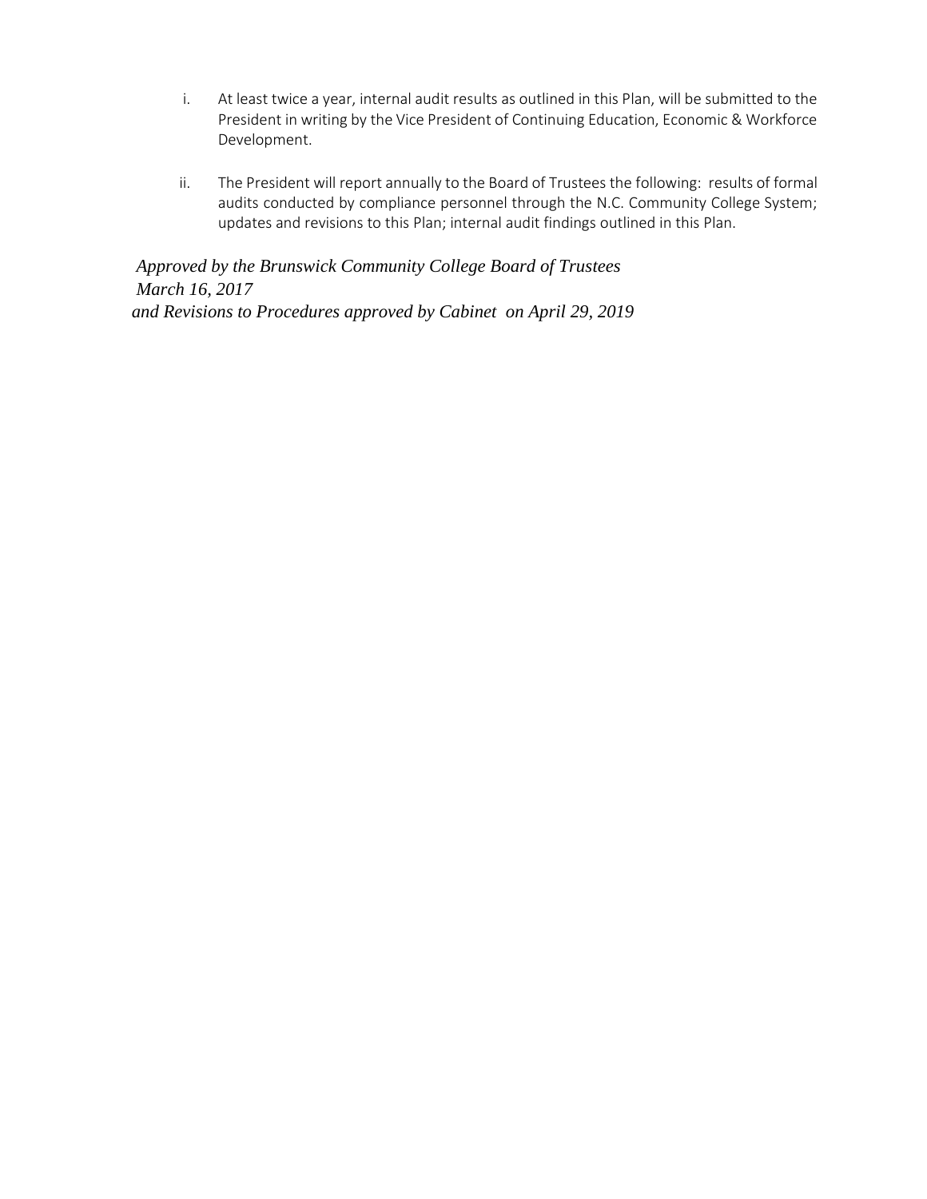i. At least twice a year, internal audit results as outlined in this Plan, will be submitted to the President in writing by the Vice President of Continuing Education, Economic & Workforce Development.

ii. The President will report annually to the Board of Trustees the following: results of formal audits conducted by compliance personnel through the N.C. Community College System; updates and revisions to this Plan; internal audit findings outlined in this Plan.

*Approved by the Brunswick Community College Board of Trustees*
*March 16, 2017*
*and Revisions to Procedures approved by Cabinet on April 29, 2019*